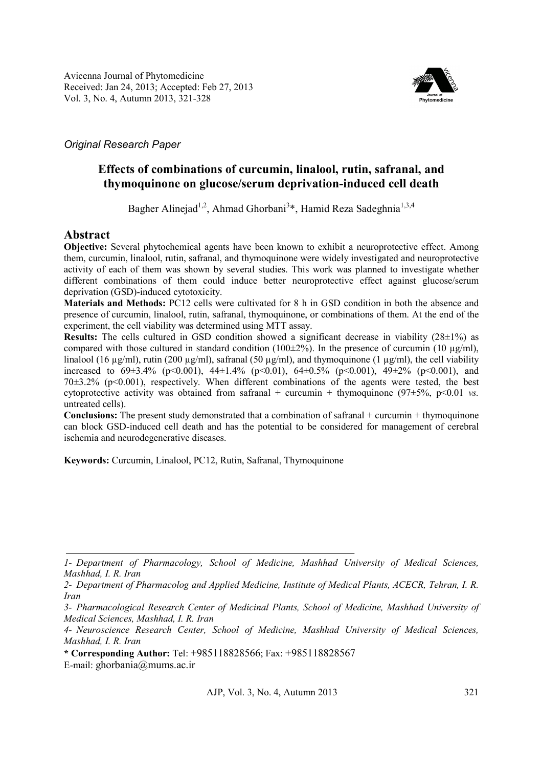Avicenna Journal of Phytomedicine
Received: Jan 24, 2013; Accepted: Feb 27, 2013
Vol. 3, No. 4, Autumn 2013, 321-328

*Original Research Paper*

# Effects of combinations of curcumin, linalool, rutin, safranal, and thymoquinone on glucose/serum deprivation-induced cell death

Bagher Alinejad[1,2], Ahmad Ghorbani[3]*, Hamid Reza Sadeghnia[1,3,4]

## Abstract

**Objective:** Several phytochemical agents have been known to exhibit a neuroprotective effect. Among them, curcumin, linalool, rutin, safranal, and thymoquinone were widely investigated and neuroprotective activity of each of them was shown by several studies. This work was planned to investigate whether different combinations of them could induce better neuroprotective effect against glucose/serum deprivation (GSD)-induced cytotoxicity.

**Materials and Methods:** PC12 cells were cultivated for 8 h in GSD condition in both the absence and presence of curcumin, linalool, rutin, safranal, thymoquinone, or combinations of them. At the end of the experiment, the cell viability was determined using MTT assay.

**Results:** The cells cultured in GSD condition showed a significant decrease in viability (28±1%) as compared with those cultured in standard condition (100±2%). In the presence of curcumin (10 µg/ml), linalool (16 µg/ml), rutin (200 µg/ml), safranal (50 µg/ml), and thymoquinone (1 µg/ml), the cell viability increased to 69±3.4% ($p<0.001$), 44±1.4% ($p<0.01$), 64±0.5% ($p<0.001$), 49±2% ($p<0.001$), and 70±3.2% ($p<0.001$), respectively. When different combinations of the agents were tested, the best cytoprotective activity was obtained from safranal + curcumin + thymoquinone (97±5%, $p<0.01$ *vs.* untreated cells).

**Conclusions:** The present study demonstrated that a combination of safranal + curcumin + thymoquinone can block GSD-induced cell death and has the potential to be considered for management of cerebral ischemia and neurodegenerative diseases.

**Keywords:** Curcumin, Linalool, PC12, Rutin, Safranal, Thymoquinone

---

*1- Department of Pharmacology, School of Medicine, Mashhad University of Medical Sciences, Mashhad, I. R. Iran*

*2- Department of Pharmacolog and Applied Medicine, Institute of Medical Plants, ACECR, Tehran, I. R. Iran*

*3- Pharmacological Research Center of Medicinal Plants, School of Medicine, Mashhad University of Medical Sciences, Mashhad, I. R. Iran*

*4- Neuroscience Research Center, School of Medicine, Mashhad University of Medical Sciences, Mashhad, I. R. Iran*

**\* Corresponding Author:** Tel: +985118828566; Fax: +985118828567
E-mail: ghorbania@mums.ac.ir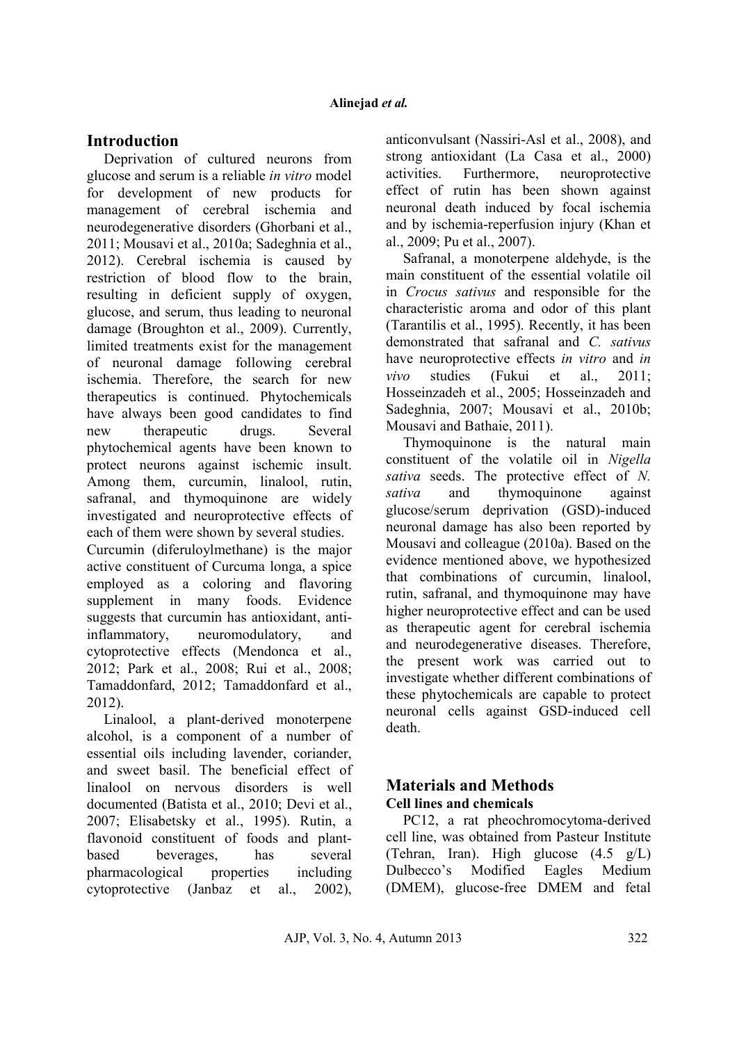## Introduction

Deprivation of cultured neurons from glucose and serum is a reliable *in vitro* model for development of new products for management of cerebral ischemia and neurodegenerative disorders (Ghorbani et al., 2011; Mousavi et al., 2010a; Sadeghnia et al., 2012). Cerebral ischemia is caused by restriction of blood flow to the brain, resulting in deficient supply of oxygen, glucose, and serum, thus leading to neuronal damage (Broughton et al., 2009). Currently, limited treatments exist for the management of neuronal damage following cerebral ischemia. Therefore, the search for new therapeutics is continued. Phytochemicals have always been good candidates to find new therapeutic drugs. Several phytochemical agents have been known to protect neurons against ischemic insult. Among them, curcumin, linalool, rutin, safranal, and thymoquinone are widely investigated and neuroprotective effects of each of them were shown by several studies.

Curcumin (diferuloylmethane) is the major active constituent of Curcuma longa, a spice employed as a coloring and flavoring supplement in many foods. Evidence suggests that curcumin has antioxidant, anti-inflammatory, neuromodulatory, and cytoprotective effects (Mendonca et al., 2012; Park et al., 2008; Rui et al., 2008; Tamaddonfard, 2012; Tamaddonfard et al., 2012).

Linalool, a plant-derived monoterpene alcohol, is a component of a number of essential oils including lavender, coriander, and sweet basil. The beneficial effect of linalool on nervous disorders is well documented (Batista et al., 2010; Devi et al., 2007; Elisabetsky et al., 1995). Rutin, a flavonoid constituent of foods and plant-based beverages, has several pharmacological properties including cytoprotective (Janbaz et al., 2002), anticonvulsant (Nassiri-Asl et al., 2008), and strong antioxidant (La Casa et al., 2000) activities. Furthermore, neuroprotective effect of rutin has been shown against neuronal death induced by focal ischemia and by ischemia-reperfusion injury (Khan et al., 2009; Pu et al., 2007).

Safranal, a monoterpene aldehyde, is the main constituent of the essential volatile oil in *Crocus sativus* and responsible for the characteristic aroma and odor of this plant (Tarantilis et al., 1995). Recently, it has been demonstrated that safranal and *C. sativus* have neuroprotective effects *in vitro* and *in vivo* studies (Fukui et al., 2011; Hosseinzadeh et al., 2005; Hosseinzadeh and Sadeghnia, 2007; Mousavi et al., 2010b; Mousavi and Bathaie, 2011).

Thymoquinone is the natural main constituent of the volatile oil in *Nigella sativa* seeds. The protective effect of *N. sativa* and thymoquinone against glucose/serum deprivation (GSD)-induced neuronal damage has also been reported by Mousavi and colleague (2010a). Based on the evidence mentioned above, we hypothesized that combinations of curcumin, linalool, rutin, safranal, and thymoquinone may have higher neuroprotective effect and can be used as therapeutic agent for cerebral ischemia and neurodegenerative diseases. Therefore, the present work was carried out to investigate whether different combinations of these phytochemicals are capable to protect neuronal cells against GSD-induced cell death.

## Materials and Methods

### Cell lines and chemicals

PC12, a rat pheochromocytoma-derived cell line, was obtained from Pasteur Institute (Tehran, Iran). High glucose (4.5 g/L) Dulbecco's Modified Eagles Medium (DMEM), glucose-free DMEM and fetal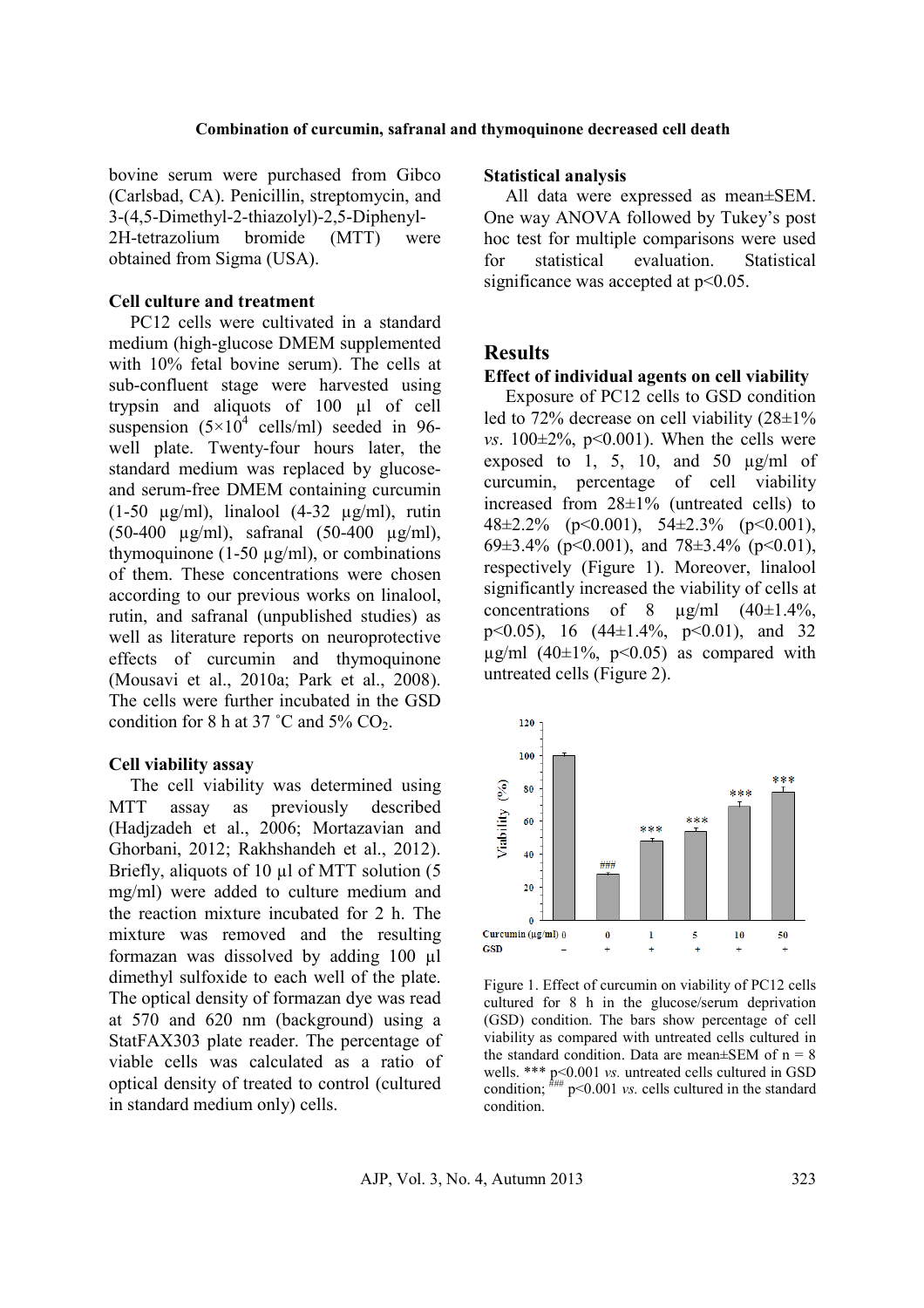bovine serum were purchased from Gibco (Carlsbad, CA). Penicillin, streptomycin, and 3-(4,5-Dimethyl-2-thiazolyl)-2,5-Diphenyl-2H-tetrazolium bromide (MTT) were obtained from Sigma (USA).

### Cell culture and treatment

PC12 cells were cultivated in a standard medium (high-glucose DMEM supplemented with 10% fetal bovine serum). The cells at sub-confluent stage were harvested using trypsin and aliquots of 100 µl of cell suspension ($5 \times 10^4$ cells/ml) seeded in 96-well plate. Twenty-four hours later, the standard medium was replaced by glucose- and serum-free DMEM containing curcumin (1-50 µg/ml), linalool (4-32 µg/ml), rutin (50-400 µg/ml), safranal (50-400 µg/ml), thymoquinone (1-50 µg/ml), or combinations of them. These concentrations were chosen according to our previous works on linalool, rutin, and safranal (unpublished studies) as well as literature reports on neuroprotective effects of curcumin and thymoquinone (Mousavi et al., 2010a; Park et al., 2008). The cells were further incubated in the GSD condition for 8 h at 37 ˚C and 5% $CO_2$.

### Cell viability assay

The cell viability was determined using MTT assay as previously described (Hadjzadeh et al., 2006; Mortazavian and Ghorbani, 2012; Rakhshandeh et al., 2012). Briefly, aliquots of 10 µl of MTT solution (5 mg/ml) were added to culture medium and the reaction mixture incubated for 2 h. The mixture was removed and the resulting formazan was dissolved by adding 100 µl dimethyl sulfoxide to each well of the plate. The optical density of formazan dye was read at 570 and 620 nm (background) using a StatFAX303 plate reader. The percentage of viable cells was calculated as a ratio of optical density of treated to control (cultured in standard medium only) cells.

### Statistical analysis

All data were expressed as mean±SEM. One way ANOVA followed by Tukey's post hoc test for multiple comparisons were used for statistical evaluation. Statistical significance was accepted at $p<0.05$.

## Results

### Effect of individual agents on cell viability

Exposure of PC12 cells to GSD condition led to 72% decrease on cell viability (28±1% *vs*. 100±2%, $p<0.001$). When the cells were exposed to 1, 5, 10, and 50 µg/ml of curcumin, percentage of cell viability increased from 28±1% (untreated cells) to 48±2.2% ($p<0.001$), 54±2.3% ($p<0.001$), 69±3.4% ($p<0.001$), and 78±3.4% ($p<0.01$), respectively (Figure 1). Moreover, linalool significantly increased the viability of cells at concentrations of 8 µg/ml (40±1.4%, $p<0.05$), 16 (44±1.4%, $p<0.01$), and 32 µg/ml (40±1%, $p<0.05$) as compared with untreated cells (Figure 2).

Figure 1. Effect of curcumin on viability of PC12 cells cultured for 8 h in the glucose/serum deprivation (GSD) condition. The bars show percentage of cell viability as compared with untreated cells cultured in the standard condition. Data are mean±SEM of n = 8 wells. *** $p<0.001$ *vs.* untreated cells cultured in GSD condition; ### $p<0.001$ *vs.* cells cultured in the standard condition.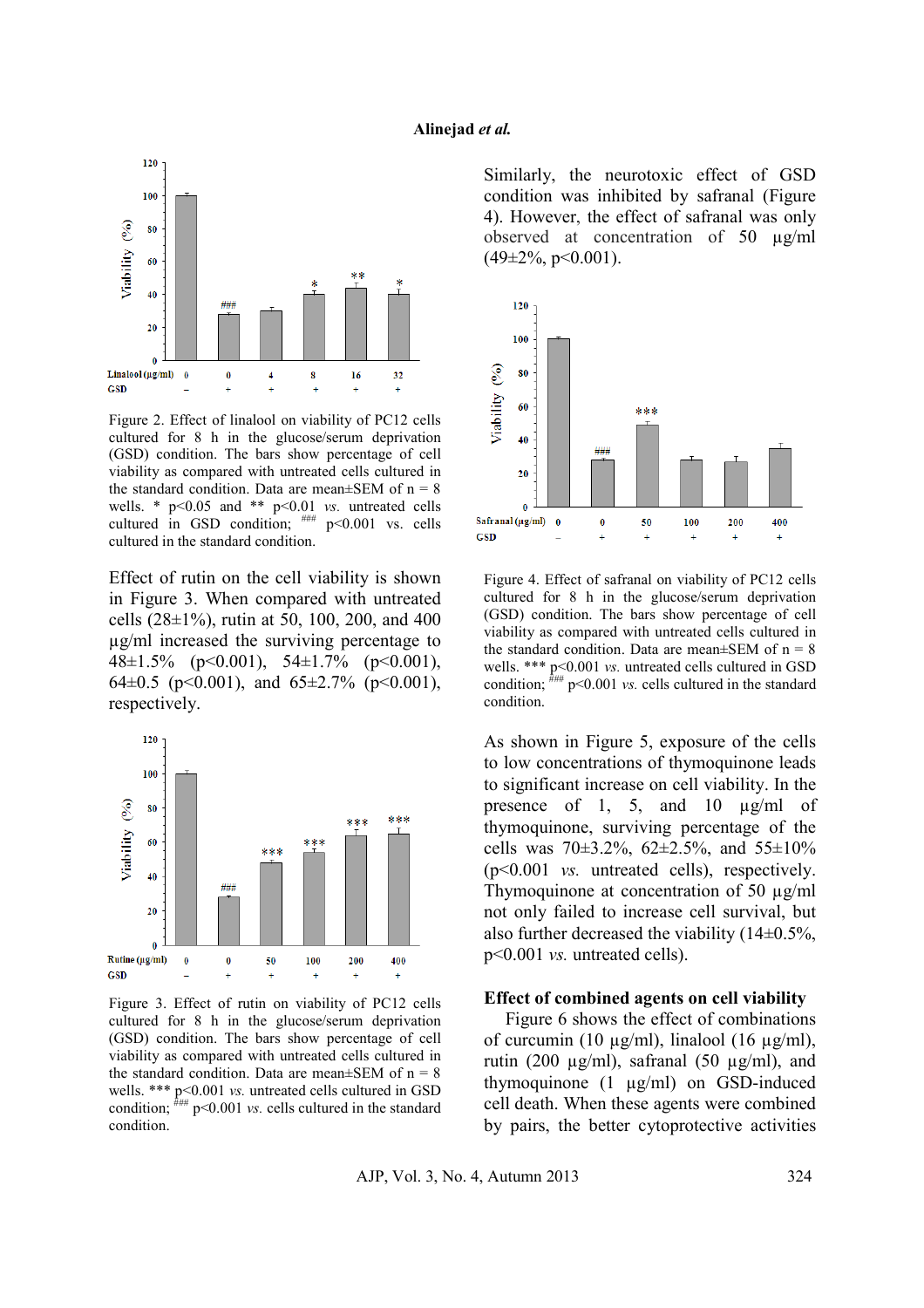Figure 2. Effect of linalool on viability of PC12 cells cultured for 8 h in the glucose/serum deprivation (GSD) condition. The bars show percentage of cell viability as compared with untreated cells cultured in the standard condition. Data are mean±SEM of n = 8 wells. * p<0.05 and ** p<0.01 *vs.* untreated cells cultured in GSD condition; ### p<0.001 vs. cells cultured in the standard condition.

Effect of rutin on the cell viability is shown in Figure 3. When compared with untreated cells (28±1%), rutin at 50, 100, 200, and 400 µg/ml increased the surviving percentage to 48±1.5% (p<0.001), 54±1.7% (p<0.001), 64±0.5 (p<0.001), and 65±2.7% (p<0.001), respectively.

Figure 3. Effect of rutin on viability of PC12 cells cultured for 8 h in the glucose/serum deprivation (GSD) condition. The bars show percentage of cell viability as compared with untreated cells cultured in the standard condition. Data are mean±SEM of n = 8 wells. *** p<0.001 *vs.* untreated cells cultured in GSD condition; ### p<0.001 *vs.* cells cultured in the standard condition.

Similarly, the neurotoxic effect of GSD condition was inhibited by safranal (Figure 4). However, the effect of safranal was only observed at concentration of 50 µg/ml (49±2%, p<0.001).

Figure 4. Effect of safranal on viability of PC12 cells cultured for 8 h in the glucose/serum deprivation (GSD) condition. The bars show percentage of cell viability as compared with untreated cells cultured in the standard condition. Data are mean±SEM of n = 8 wells. *** p<0.001 *vs.* untreated cells cultured in GSD condition; ### p<0.001 *vs.* cells cultured in the standard condition.

As shown in Figure 5, exposure of the cells to low concentrations of thymoquinone leads to significant increase on cell viability. In the presence of 1, 5, and 10 µg/ml of thymoquinone, surviving percentage of the cells was 70±3.2%, 62±2.5%, and 55±10% (p<0.001 *vs.* untreated cells), respectively. Thymoquinone at concentration of 50 µg/ml not only failed to increase cell survival, but also further decreased the viability (14±0.5%, p<0.001 *vs.* untreated cells).

### Effect of combined agents on cell viability

Figure 6 shows the effect of combinations of curcumin (10 µg/ml), linalool (16 µg/ml), rutin (200 µg/ml), safranal (50 µg/ml), and thymoquinone (1 µg/ml) on GSD-induced cell death. When these agents were combined by pairs, the better cytoprotective activities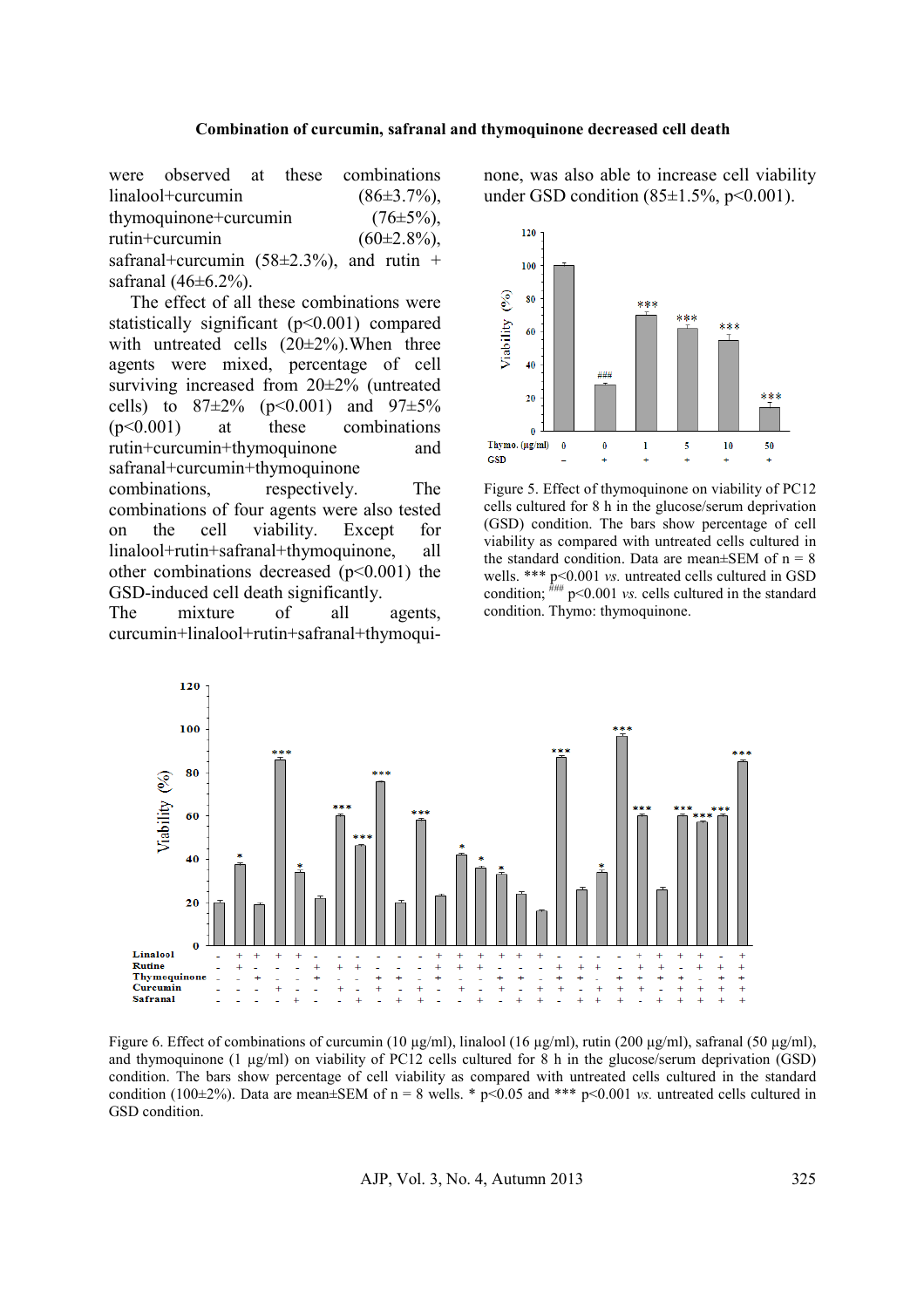were observed at these combinations linalool+curcumin (86±3.7%), thymoquinone+curcumin (76±5%), rutin+curcumin (60±2.8%), safranal+curcumin (58±2.3%), and rutin + safranal (46±6.2%).

The effect of all these combinations were statistically significant (p<0.001) compared with untreated cells (20±2%).When three agents were mixed, percentage of cell surviving increased from 20±2% (untreated cells) to 87±2% (p<0.001) and 97±5% (p<0.001) at these combinations rutin+curcumin+thymoquinone and safranal+curcumin+thymoquinone combinations, respectively. The combinations of four agents were also tested on the cell viability. Except for linalool+rutin+safranal+thymoquinone, all other combinations decreased (p<0.001) the GSD-induced cell death significantly.

The mixture of all agents, curcumin+linalool+rutin+safranal+thymoquinone, was also able to increase cell viability under GSD condition (85±1.5%, p<0.001).

Figure 5. Effect of thymoquinone on viability of PC12 cells cultured for 8 h in the glucose/serum deprivation (GSD) condition. The bars show percentage of cell viability as compared with untreated cells cultured in the standard condition. Data are mean±SEM of n = 8 wells. *** p<0.001 *vs.* untreated cells cultured in GSD condition; ### p<0.001 *vs.* cells cultured in the standard condition. Thymo: thymoquinone.

Figure 6. Effect of combinations of curcumin (10 µg/ml), linalool (16 µg/ml), rutin (200 µg/ml), safranal (50 µg/ml), and thymoquinone (1 µg/ml) on viability of PC12 cells cultured for 8 h in the glucose/serum deprivation (GSD) condition. The bars show percentage of cell viability as compared with untreated cells cultured in the standard condition (100±2%). Data are mean±SEM of n = 8 wells. * p<0.05 and *** p<0.001 *vs.* untreated cells cultured in GSD condition.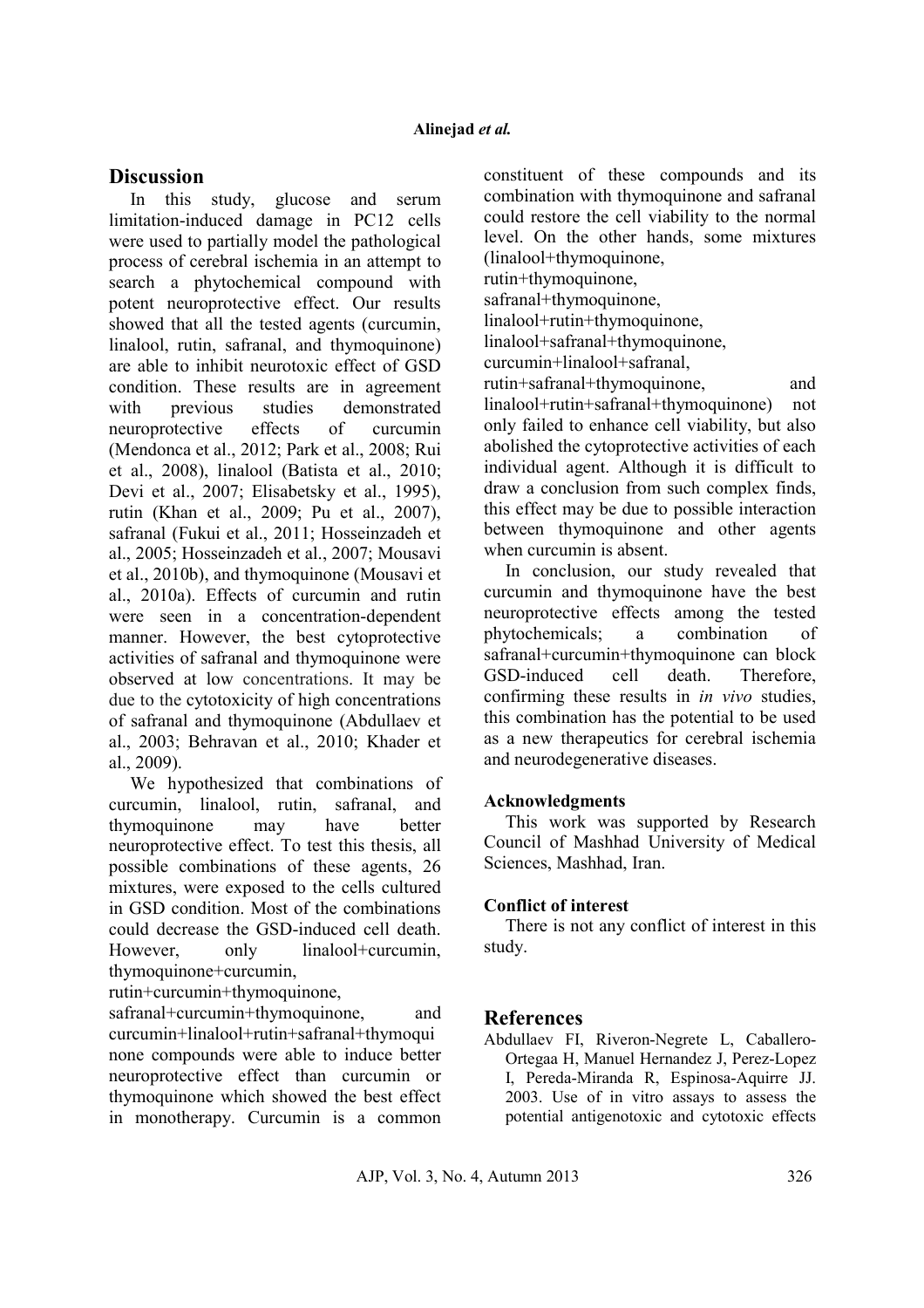## Discussion

In this study, glucose and serum limitation-induced damage in PC12 cells were used to partially model the pathological process of cerebral ischemia in an attempt to search a phytochemical compound with potent neuroprotective effect. Our results showed that all the tested agents (curcumin, linalool, rutin, safranal, and thymoquinone) are able to inhibit neurotoxic effect of GSD condition. These results are in agreement with previous studies demonstrated neuroprotective effects of curcumin (Mendonca et al., 2012; Park et al., 2008; Rui et al., 2008), linalool (Batista et al., 2010; Devi et al., 2007; Elisabetsky et al., 1995), rutin (Khan et al., 2009; Pu et al., 2007), safranal (Fukui et al., 2011; Hosseinzadeh et al., 2005; Hosseinzadeh et al., 2007; Mousavi et al., 2010b), and thymoquinone (Mousavi et al., 2010a). Effects of curcumin and rutin were seen in a concentration-dependent manner. However, the best cytoprotective activities of safranal and thymoquinone were observed at low concentrations. It may be due to the cytotoxicity of high concentrations of safranal and thymoquinone (Abdullaev et al., 2003; Behravan et al., 2010; Khader et al., 2009).

We hypothesized that combinations of curcumin, linalool, rutin, safranal, and thymoquinone may have better neuroprotective effect. To test this thesis, all possible combinations of these agents, 26 mixtures, were exposed to the cells cultured in GSD condition. Most of the combinations could decrease the GSD-induced cell death. However, only linalool+curcumin, thymoquinone+curcumin, rutin+curcumin+thymoquinone, safranal+curcumin+thymoquinone, and curcumin+linalool+rutin+safranal+thymoquinone compounds were able to induce better neuroprotective effect than curcumin or thymoquinone which showed the best effect in monotherapy. Curcumin is a common constituent of these compounds and its combination with thymoquinone and safranal could restore the cell viability to the normal level. On the other hands, some mixtures (linalool+thymoquinone, rutin+thymoquinone, safranal+thymoquinone, linalool+rutin+thymoquinone, linalool+safranal+thymoquinone, curcumin+linalool+safranal, rutin+safranal+thymoquinone, and linalool+rutin+safranal+thymoquinone) not only failed to enhance cell viability, but also abolished the cytoprotective activities of each individual agent. Although it is difficult to draw a conclusion from such complex finds, this effect may be due to possible interaction between thymoquinone and other agents when curcumin is absent.

In conclusion, our study revealed that curcumin and thymoquinone have the best neuroprotective effects among the tested phytochemicals; a combination of safranal+curcumin+thymoquinone can block GSD-induced cell death. Therefore, confirming these results in *in vivo* studies, this combination has the potential to be used as a new therapeutics for cerebral ischemia and neurodegenerative diseases.

### Acknowledgments

This work was supported by Research Council of Mashhad University of Medical Sciences, Mashhad, Iran.

### Conflict of interest

There is not any conflict of interest in this study.

## References

Abdullaev FI, Riveron-Negrete L, Caballero-Ortegaa H, Manuel Hernandez J, Perez-Lopez I, Pereda-Miranda R, Espinosa-Aquirre JJ. 2003. Use of in vitro assays to assess the potential antigenotoxic and cytotoxic effects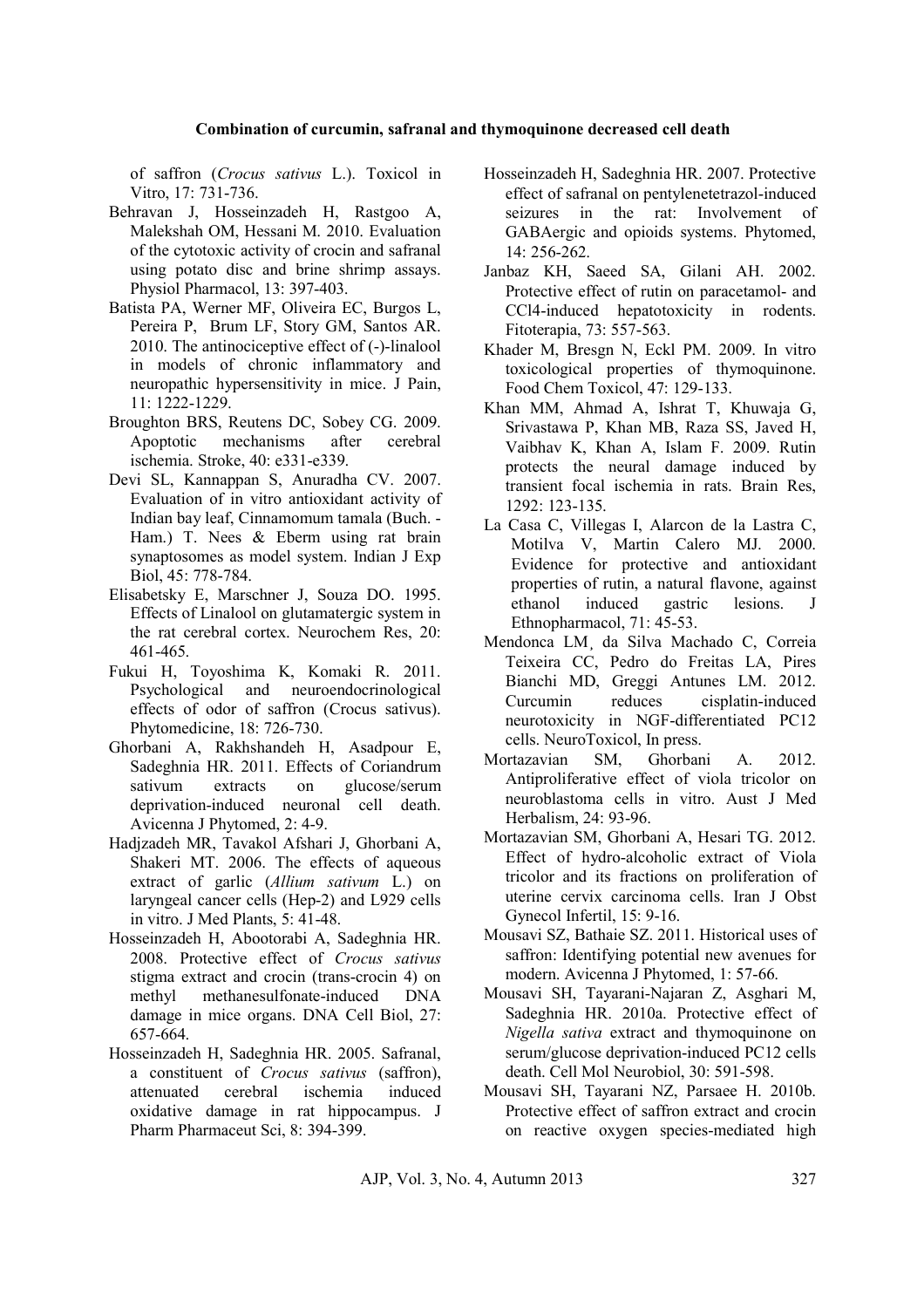of saffron (*Crocus sativus* L.). Toxicol in Vitro, 17: 731-736.

Behravan J, Hosseinzadeh H, Rastgoo A, Malekshah OM, Hessani M. 2010. Evaluation of the cytotoxic activity of crocin and safranal using potato disc and brine shrimp assays. Physiol Pharmacol, 13: 397-403.

Batista PA, Werner MF, Oliveira EC, Burgos L, Pereira P, Brum LF, Story GM, Santos AR. 2010. The antinociceptive effect of (-)-linalool in models of chronic inflammatory and neuropathic hypersensitivity in mice. J Pain, 11: 1222-1229.

Broughton BRS, Reutens DC, Sobey CG. 2009. Apoptotic mechanisms after cerebral ischemia. Stroke, 40: e331-e339.

Devi SL, Kannappan S, Anuradha CV. 2007. Evaluation of in vitro antioxidant activity of Indian bay leaf, Cinnamomum tamala (Buch. -Ham.) T. Nees & Eberm using rat brain synaptosomes as model system. Indian J Exp Biol, 45: 778-784.

Elisabetsky E, Marschner J, Souza DO. 1995. Effects of Linalool on glutamatergic system in the rat cerebral cortex. Neurochem Res, 20: 461-465.

Fukui H, Toyoshima K, Komaki R. 2011. Psychological and neuroendocrinological effects of odor of saffron (Crocus sativus). Phytomedicine, 18: 726-730.

Ghorbani A, Rakhshandeh H, Asadpour E, Sadeghnia HR. 2011. Effects of Coriandrum sativum extracts on glucose/serum deprivation-induced neuronal cell death. Avicenna J Phytomed, 2: 4-9.

Hadjzadeh MR, Tavakol Afshari J, Ghorbani A, Shakeri MT. 2006. The effects of aqueous extract of garlic (*Allium sativum* L.) on laryngeal cancer cells (Hep-2) and L929 cells in vitro. J Med Plants, 5: 41-48.

Hosseinzadeh H, Abootorabi A, Sadeghnia HR. 2008. Protective effect of *Crocus sativus* stigma extract and crocin (trans-crocin 4) on methyl methanesulfonate-induced DNA damage in mice organs. DNA Cell Biol, 27: 657-664.

Hosseinzadeh H, Sadeghnia HR. 2005. Safranal, a constituent of *Crocus sativus* (saffron), attenuated cerebral ischemia induced oxidative damage in rat hippocampus. J Pharm Pharmaceut Sci, 8: 394-399.

Hosseinzadeh H, Sadeghnia HR. 2007. Protective effect of safranal on pentylenetetrazol-induced seizures in the rat: Involvement of GABAergic and opioids systems. Phytomed, 14: 256-262.

Janbaz KH, Saeed SA, Gilani AH. 2002. Protective effect of rutin on paracetamol- and CCl4-induced hepatotoxicity in rodents. Fitoterapia, 73: 557-563.

Khader M, Bresgn N, Eckl PM. 2009. In vitro toxicological properties of thymoquinone. Food Chem Toxicol, 47: 129-133.

Khan MM, Ahmad A, Ishrat T, Khuwaja G, Srivastawa P, Khan MB, Raza SS, Javed H, Vaibhav K, Khan A, Islam F. 2009. Rutin protects the neural damage induced by transient focal ischemia in rats. Brain Res, 1292: 123-135.

La Casa C, Villegas I, Alarcon de la Lastra C, Motilva V, Martin Calero MJ. 2000. Evidence for protective and antioxidant properties of rutin, a natural flavone, against ethanol induced gastric lesions. J Ethnopharmacol, 71: 45-53.

Mendonca LM¸ da Silva Machado C, Correia Teixeira CC, Pedro do Freitas LA, Pires Bianchi MD, Greggi Antunes LM. 2012. Curcumin reduces cisplatin-induced neurotoxicity in NGF-differentiated PC12 cells. NeuroToxicol, In press.

Mortazavian SM, Ghorbani A. 2012. Antiproliferative effect of viola tricolor on neuroblastoma cells in vitro. Aust J Med Herbalism, 24: 93-96.

Mortazavian SM, Ghorbani A, Hesari TG. 2012. Effect of hydro-alcoholic extract of Viola tricolor and its fractions on proliferation of uterine cervix carcinoma cells. Iran J Obst Gynecol Infertil, 15: 9-16.

Mousavi SZ, Bathaie SZ. 2011. Historical uses of saffron: Identifying potential new avenues for modern. Avicenna J Phytomed, 1: 57-66.

Mousavi SH, Tayarani-Najaran Z, Asghari M, Sadeghnia HR. 2010a. Protective effect of *Nigella sativa* extract and thymoquinone on serum/glucose deprivation-induced PC12 cells death. Cell Mol Neurobiol, 30: 591-598.

Mousavi SH, Tayarani NZ, Parsaee H. 2010b. Protective effect of saffron extract and crocin on reactive oxygen species-mediated high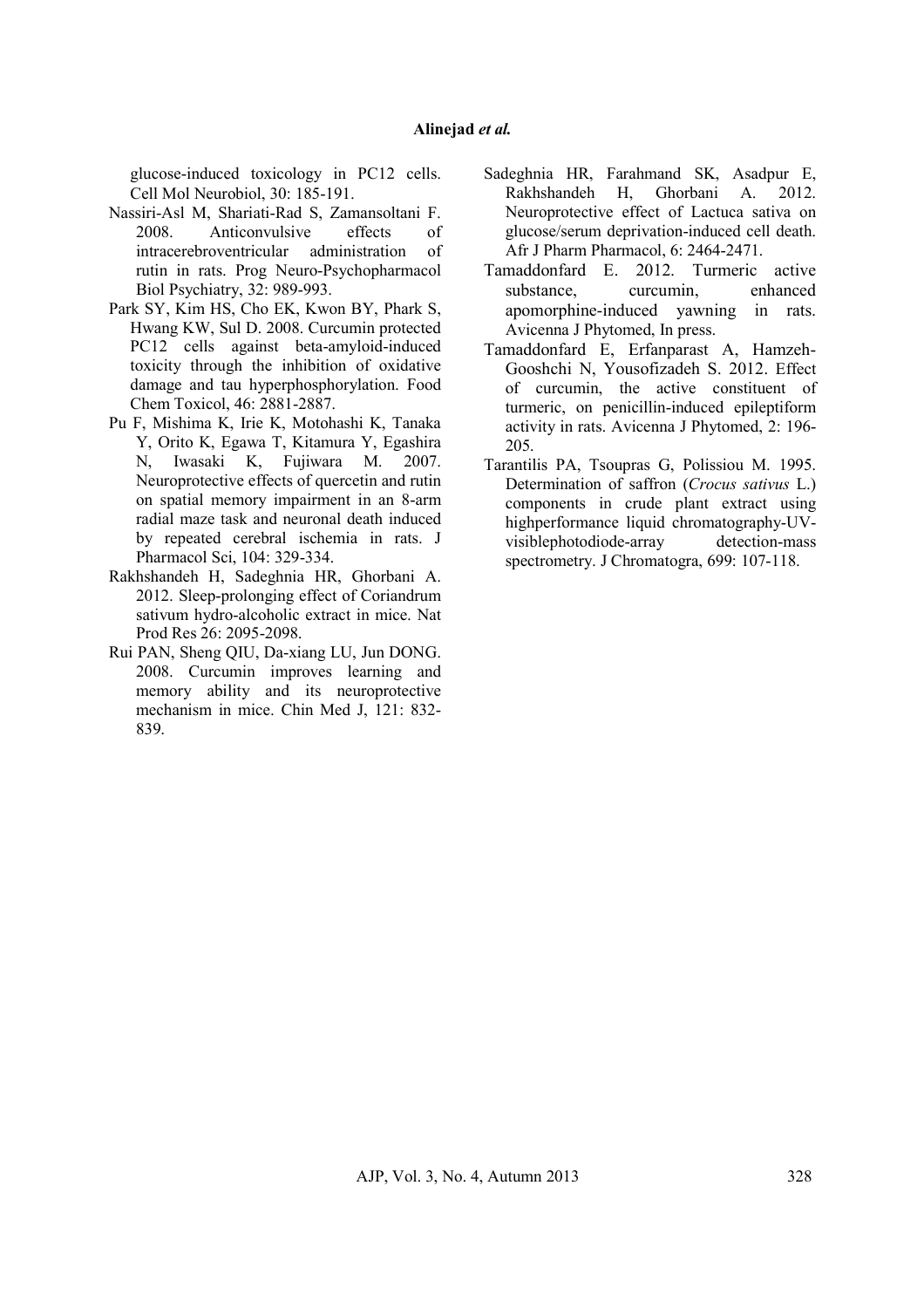glucose-induced toxicology in PC12 cells. Cell Mol Neurobiol, 30: 185-191.

Nassiri-Asl M, Shariati-Rad S, Zamansoltani F. 2008. Anticonvulsive effects of intracerebroventricular administration of rutin in rats. Prog Neuro-Psychopharmacol Biol Psychiatry, 32: 989-993.

Park SY, Kim HS, Cho EK, Kwon BY, Phark S, Hwang KW, Sul D. 2008. Curcumin protected PC12 cells against beta-amyloid-induced toxicity through the inhibition of oxidative damage and tau hyperphosphorylation. Food Chem Toxicol, 46: 2881-2887.

Pu F, Mishima K, Irie K, Motohashi K, Tanaka Y, Orito K, Egawa T, Kitamura Y, Egashira N, Iwasaki K, Fujiwara M. 2007. Neuroprotective effects of quercetin and rutin on spatial memory impairment in an 8-arm radial maze task and neuronal death induced by repeated cerebral ischemia in rats. J Pharmacol Sci, 104: 329-334.

Rakhshandeh H, Sadeghnia HR, Ghorbani A. 2012. Sleep-prolonging effect of Coriandrum sativum hydro-alcoholic extract in mice. Nat Prod Res 26: 2095-2098.

Rui PAN, Sheng QIU, Da-xiang LU, Jun DONG. 2008. Curcumin improves learning and memory ability and its neuroprotective mechanism in mice. Chin Med J, 121: 832-839.

Sadeghnia HR, Farahmand SK, Asadpur E, Rakhshandeh H, Ghorbani A. 2012. Neuroprotective effect of Lactuca sativa on glucose/serum deprivation-induced cell death. Afr J Pharm Pharmacol, 6: 2464-2471.

Tamaddonfard E. 2012. Turmeric active substance, curcumin, enhanced apomorphine-induced yawning in rats. Avicenna J Phytomed, In press.

Tamaddonfard E, Erfanparast A, Hamzeh-Gooshchi N, Yousofizadeh S. 2012. Effect of curcumin, the active constituent of turmeric, on penicillin-induced epileptiform activity in rats. Avicenna J Phytomed, 2: 196-205.

Tarantilis PA, Tsoupras G, Polissiou M. 1995. Determination of saffron (*Crocus sativus* L.) components in crude plant extract using highperformance liquid chromatography-UV-visiblephotodiode-array detection-mass spectrometry. J Chromatogra, 699: 107-118.